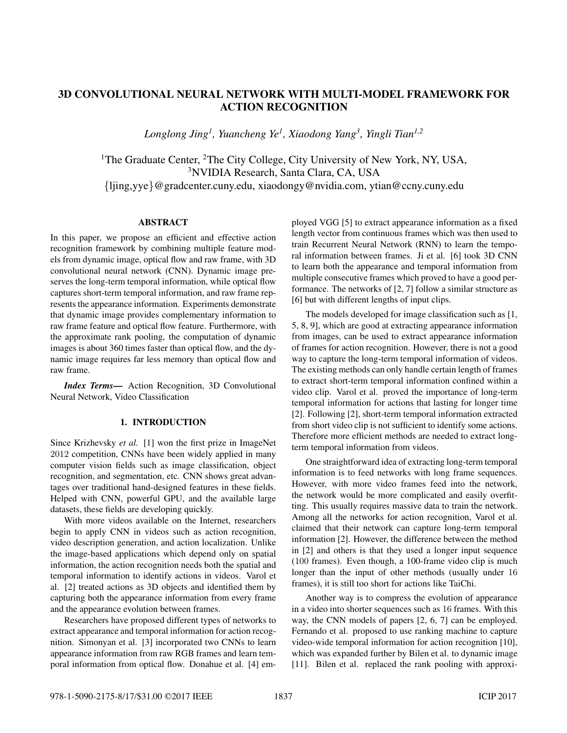# 3D CONVOLUTIONAL NEURAL NETWORK WITH MULTI-MODEL FRAMEWORK FOR ACTION RECOGNITION

*Longlong Jing[1], Yuancheng Ye[1], Xiaodong Yang[3], Yingli Tian[1,2]*

[1]The Graduate Center, [2]The City College, City University of New York, NY, USA,
[3]NVIDIA Research, Santa Clara, CA, USA
{ljing,yye}@gradcenter.cuny.edu, xiaodongy@nvidia.com, ytian@ccny.cuny.edu

## ABSTRACT

In this paper, we propose an efficient and effective action recognition framework by combining multiple feature models from dynamic image, optical flow and raw frame, with 3D convolutional neural network (CNN). Dynamic image preserves the long-term temporal information, while optical flow captures short-term temporal information, and raw frame represents the appearance information. Experiments demonstrate that dynamic image provides complementary information to raw frame feature and optical flow feature. Furthermore, with the approximate rank pooling, the computation of dynamic images is about 360 times faster than optical flow, and the dynamic image requires far less memory than optical flow and raw frame.

***Index Terms—*** Action Recognition, 3D Convolutional Neural Network, Video Classification

## 1. INTRODUCTION

Since Krizhevsky *et al.* [1] won the first prize in ImageNet 2012 competition, CNNs have been widely applied in many computer vision fields such as image classification, object recognition, and segmentation, etc. CNN shows great advantages over traditional hand-designed features in these fields. Helped with CNN, powerful GPU, and the available large datasets, these fields are developing quickly.

With more videos available on the Internet, researchers begin to apply CNN in videos such as action recognition, video description generation, and action localization. Unlike the image-based applications which depend only on spatial information, the action recognition needs both the spatial and temporal information to identify actions in videos. Varol et al. [2] treated actions as 3D objects and identified them by capturing both the appearance information from every frame and the appearance evolution between frames.

Researchers have proposed different types of networks to extract appearance and temporal information for action recognition. Simonyan et al. [3] incorporated two CNNs to learn appearance information from raw RGB frames and learn temporal information from optical flow. Donahue et al. [4] employed VGG [5] to extract appearance information as a fixed length vector from continuous frames which was then used to train Recurrent Neural Network (RNN) to learn the temporal information between frames. Ji et al. [6] took 3D CNN to learn both the appearance and temporal information from multiple consecutive frames which proved to have a good performance. The networks of [2, 7] follow a similar structure as [6] but with different lengths of input clips.

The models developed for image classification such as [1, 5, 8, 9], which are good at extracting appearance information from images, can be used to extract appearance information of frames for action recognition. However, there is not a good way to capture the long-term temporal information of videos. The existing methods can only handle certain length of frames to extract short-term temporal information confined within a video clip. Varol et al. proved the importance of long-term temporal information for actions that lasting for longer time [2]. Following [2], short-term temporal information extracted from short video clip is not sufficient to identify some actions. Therefore more efficient methods are needed to extract long-term temporal information from videos.

One straightforward idea of extracting long-term temporal information is to feed networks with long frame sequences. However, with more video frames feed into the network, the network would be more complicated and easily overfitting. This usually requires massive data to train the network. Among all the networks for action recognition, Varol et al. claimed that their network can capture long-term temporal information [2]. However, the difference between the method in [2] and others is that they used a longer input sequence (100 frames). Even though, a 100-frame video clip is much longer than the input of other methods (usually under 16 frames), it is still too short for actions like TaiChi.

Another way is to compress the evolution of appearance in a video into shorter sequences such as 16 frames. With this way, the CNN models of papers [2, 6, 7] can be employed. Fernando et al. proposed to use ranking machine to capture video-wide temporal information for action recognition [10], which was expanded further by Bilen et al. to dynamic image [11]. Bilen et al. replaced the rank pooling with approxi-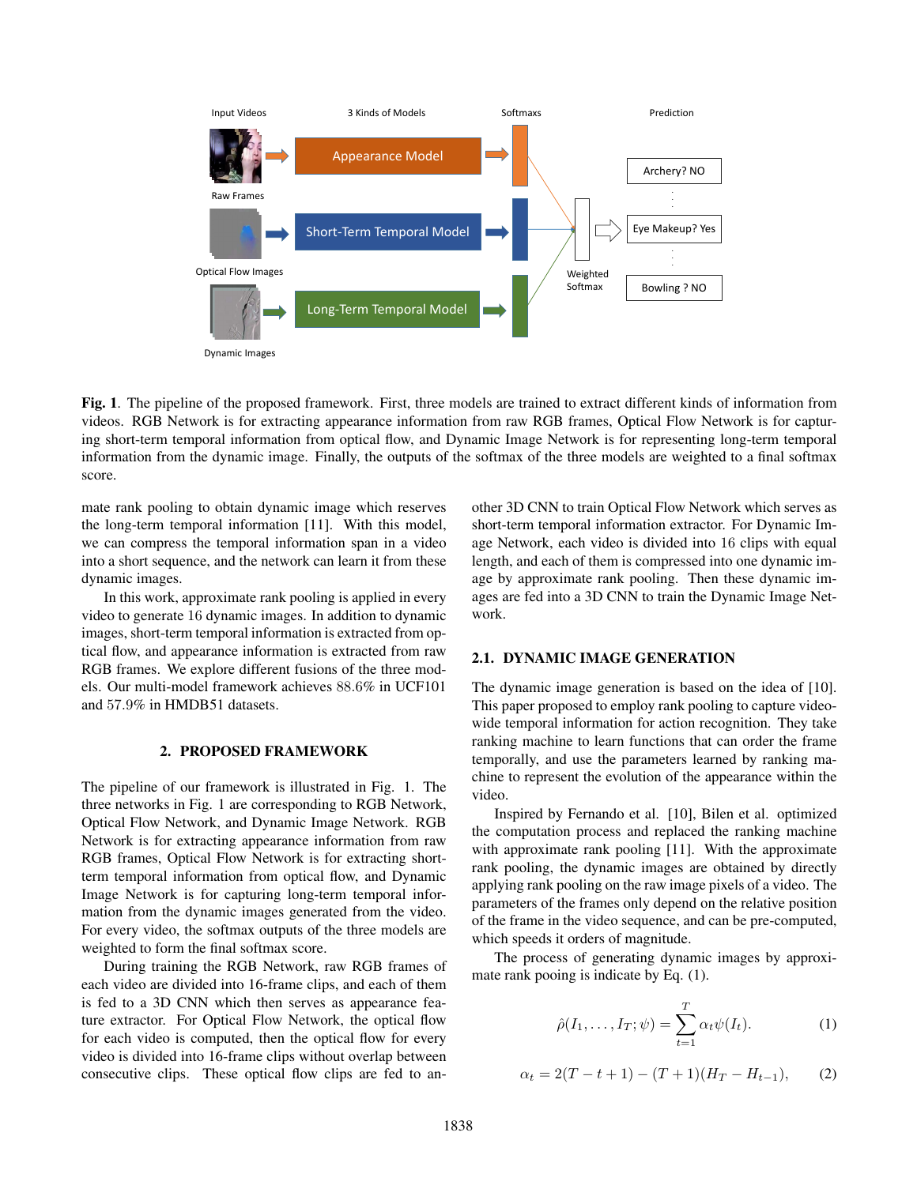Fig. 1. The pipeline of the proposed framework. First, three models are trained to extract different kinds of information from videos. RGB Network is for extracting appearance information from raw RGB frames, Optical Flow Network is for capturing short-term temporal information from optical flow, and Dynamic Image Network is for representing long-term temporal information from the dynamic image. Finally, the outputs of the softmax of the three models are weighted to a final softmax score.

mate rank pooling to obtain dynamic image which reserves the long-term temporal information [11]. With this model, we can compress the temporal information span in a video into a short sequence, and the network can learn it from these dynamic images.

In this work, approximate rank pooling is applied in every video to generate 16 dynamic images. In addition to dynamic images, short-term temporal information is extracted from optical flow, and appearance information is extracted from raw RGB frames. We explore different fusions of the three models. Our multi-model framework achieves $88.6\%$ in UCF101 and $57.9\%$ in HMDB51 datasets.

## 2. PROPOSED FRAMEWORK

The pipeline of our framework is illustrated in Fig. 1. The three networks in Fig. 1 are corresponding to RGB Network, Optical Flow Network, and Dynamic Image Network. RGB Network is for extracting appearance information from raw RGB frames, Optical Flow Network is for extracting short-term temporal information from optical flow, and Dynamic Image Network is for capturing long-term temporal information from the dynamic images generated from the video. For every video, the softmax outputs of the three models are weighted to form the final softmax score.

During training the RGB Network, raw RGB frames of each video are divided into 16-frame clips, and each of them is fed to a 3D CNN which then serves as appearance feature extractor. For Optical Flow Network, the optical flow for each video is computed, then the optical flow for every video is divided into 16-frame clips without overlap between consecutive clips. These optical flow clips are fed to another 3D CNN to train Optical Flow Network which serves as short-term temporal information extractor. For Dynamic Image Network, each video is divided into 16 clips with equal length, and each of them is compressed into one dynamic image by approximate rank pooling. Then these dynamic images are fed into a 3D CNN to train the Dynamic Image Network.

### 2.1. DYNAMIC IMAGE GENERATION

The dynamic image generation is based on the idea of [10]. This paper proposed to employ rank pooling to capture video-wide temporal information for action recognition. They take ranking machine to learn functions that can order the frame temporally, and use the parameters learned by ranking machine to represent the evolution of the appearance within the video.

Inspired by Fernando et al. [10], Bilen et al. optimized the computation process and replaced the ranking machine with approximate rank pooling [11]. With the approximate rank pooling, the dynamic images are obtained by directly applying rank pooling on the raw image pixels of a video. The parameters of the frames only depend on the relative position of the frame in the video sequence, and can be pre-computed, which speeds it orders of magnitude.

The process of generating dynamic images by approximate rank pooing is indicate by Eq. (1).

$$\hat{\rho}(I_1, \ldots, I_T; \psi) = \sum_{t=1}^{T} \alpha_t \psi(I_t). \tag{1}$$

$$\alpha_t = 2(T - t + 1) - (T + 1)(H_T - H_{t-1}), \tag{2}$$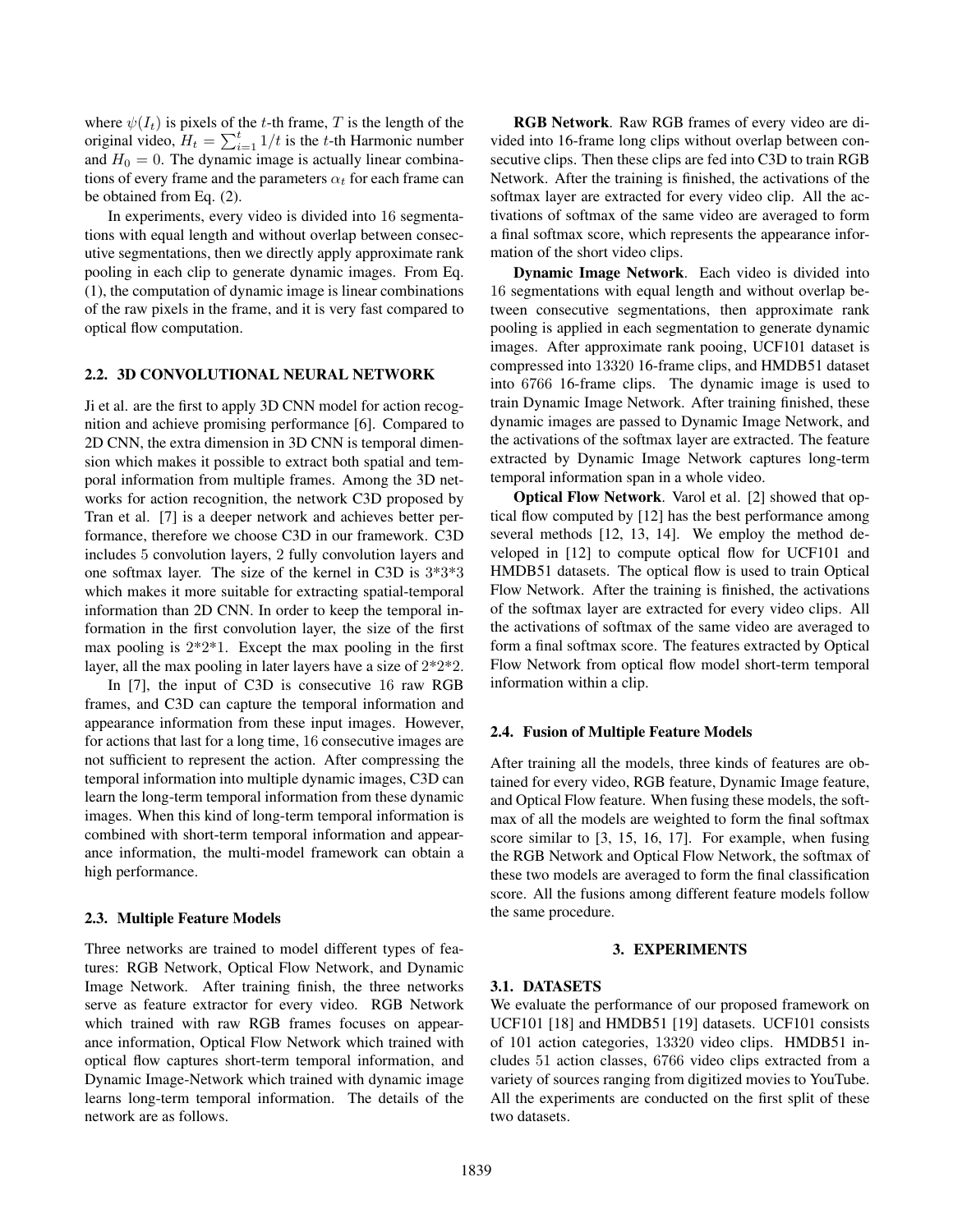where $\psi(I_t)$ is pixels of the $t$-th frame, $T$ is the length of the original video, $H_t = \sum_{i=1}^{t} 1/t$ is the $t$-th Harmonic number and $H_0 = 0$. The dynamic image is actually linear combinations of every frame and the parameters $\alpha_t$ for each frame can be obtained from Eq. (2).

In experiments, every video is divided into 16 segmentations with equal length and without overlap between consecutive segmentations, then we directly apply approximate rank pooling in each clip to generate dynamic images. From Eq. (1), the computation of dynamic image is linear combinations of the raw pixels in the frame, and it is very fast compared to optical flow computation.

### 2.2. 3D CONVOLUTIONAL NEURAL NETWORK

Ji et al. are the first to apply 3D CNN model for action recognition and achieve promising performance [6]. Compared to 2D CNN, the extra dimension in 3D CNN is temporal dimension which makes it possible to extract both spatial and temporal information from multiple frames. Among the 3D networks for action recognition, the network C3D proposed by Tran et al. [7] is a deeper network and achieves better performance, therefore we choose C3D in our framework. C3D includes 5 convolution layers, 2 fully convolution layers and one softmax layer. The size of the kernel in C3D is 3*3*3 which makes it more suitable for extracting spatial-temporal information than 2D CNN. In order to keep the temporal information in the first convolution layer, the size of the first max pooling is 2*2*1. Except the max pooling in the first layer, all the max pooling in later layers have a size of 2*2*2.

In [7], the input of C3D is consecutive 16 raw RGB frames, and C3D can capture the temporal information and appearance information from these input images. However, for actions that last for a long time, 16 consecutive images are not sufficient to represent the action. After compressing the temporal information into multiple dynamic images, C3D can learn the long-term temporal information from these dynamic images. When this kind of long-term temporal information is combined with short-term temporal information and appearance information, the multi-model framework can obtain a high performance.

### 2.3. Multiple Feature Models

Three networks are trained to model different types of features: RGB Network, Optical Flow Network, and Dynamic Image Network. After training finish, the three networks serve as feature extractor for every video. RGB Network which trained with raw RGB frames focuses on appearance information, Optical Flow Network which trained with optical flow captures short-term temporal information, and Dynamic Image-Network which trained with dynamic image learns long-term temporal information. The details of the network are as follows.

**RGB Network**. Raw RGB frames of every video are divided into 16-frame long clips without overlap between consecutive clips. Then these clips are fed into C3D to train RGB Network. After the training is finished, the activations of the softmax layer are extracted for every video clip. All the activations of softmax of the same video are averaged to form a final softmax score, which represents the appearance information of the short video clips.

**Dynamic Image Network**. Each video is divided into 16 segmentations with equal length and without overlap between consecutive segmentations, then approximate rank pooling is applied in each segmentation to generate dynamic images. After approximate rank pooing, UCF101 dataset is compressed into 13320 16-frame clips, and HMDB51 dataset into 6766 16-frame clips. The dynamic image is used to train Dynamic Image Network. After training finished, these dynamic images are passed to Dynamic Image Network, and the activations of the softmax layer are extracted. The feature extracted by Dynamic Image Network captures long-term temporal information span in a whole video.

**Optical Flow Network**. Varol et al. [2] showed that optical flow computed by [12] has the best performance among several methods [12, 13, 14]. We employ the method developed in [12] to compute optical flow for UCF101 and HMDB51 datasets. The optical flow is used to train Optical Flow Network. After the training is finished, the activations of the softmax layer are extracted for every video clips. All the activations of softmax of the same video are averaged to form a final softmax score. The features extracted by Optical Flow Network from optical flow model short-term temporal information within a clip.

### 2.4. Fusion of Multiple Feature Models

After training all the models, three kinds of features are obtained for every video, RGB feature, Dynamic Image feature, and Optical Flow feature. When fusing these models, the softmax of all the models are weighted to form the final softmax score similar to [3, 15, 16, 17]. For example, when fusing the RGB Network and Optical Flow Network, the softmax of these two models are averaged to form the final classification score. All the fusions among different feature models follow the same procedure.

## 3. EXPERIMENTS

### 3.1. DATASETS

We evaluate the performance of our proposed framework on UCF101 [18] and HMDB51 [19] datasets. UCF101 consists of 101 action categories, 13320 video clips. HMDB51 includes 51 action classes, 6766 video clips extracted from a variety of sources ranging from digitized movies to YouTube. All the experiments are conducted on the first split of these two datasets.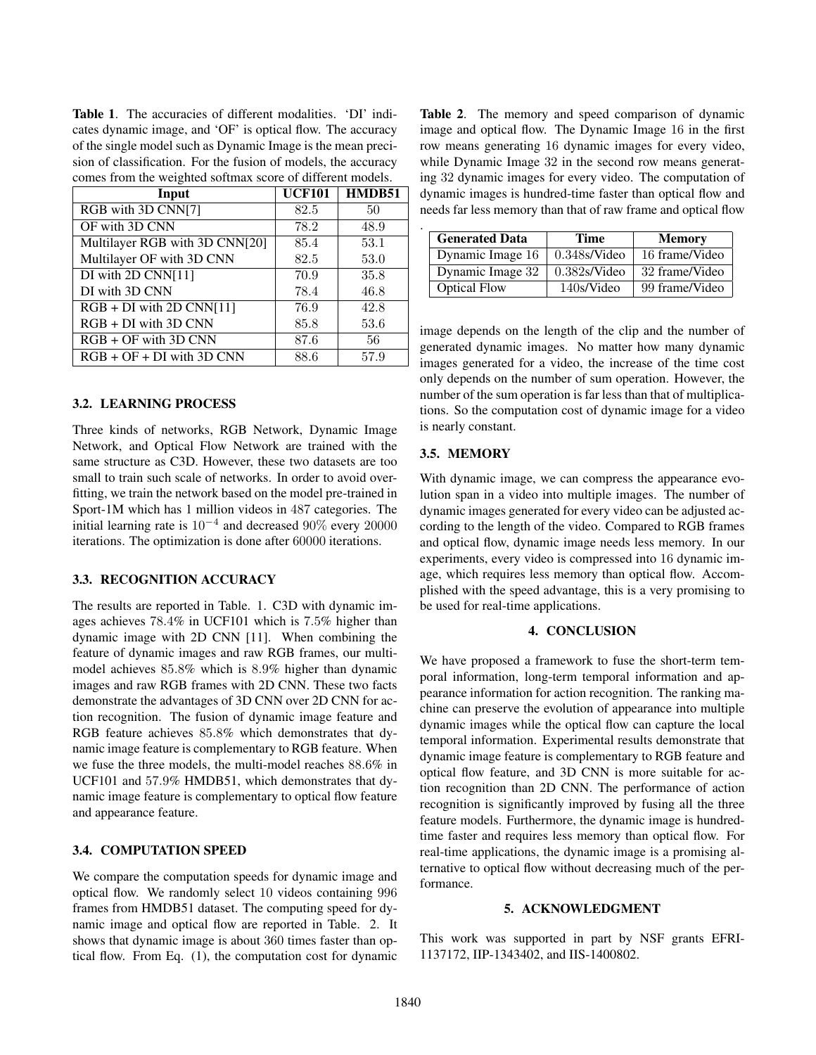**Table 1**. The accuracies of different modalities. 'DI' indicates dynamic image, and 'OF' is optical flow. The accuracy of the single model such as Dynamic Image is the mean precision of classification. For the fusion of models, the accuracy comes from the weighted softmax score of different models.

| Input | UCF101 | HMDB51 |
|---|---|---|
| RGB with 3D CNN[7] | 82.5 | 50 |
| OF with 3D CNN | 78.2 | 48.9 |
| Multilayer RGB with 3D CNN[20] | 85.4 | 53.1 |
| Multilayer OF with 3D CNN | 82.5 | 53.0 |
| DI with 2D CNN[11] | 70.9 | 35.8 |
| DI with 3D CNN | 78.4 | 46.8 |
| RGB + DI with 2D CNN[11] | 76.9 | 42.8 |
| RGB + DI with 3D CNN | 85.8 | 53.6 |
| RGB + OF with 3D CNN | 87.6 | 56 |
| RGB + OF + DI with 3D CNN | 88.6 | 57.9 |

### 3.2. LEARNING PROCESS

Three kinds of networks, RGB Network, Dynamic Image Network, and Optical Flow Network are trained with the same structure as C3D. However, these two datasets are too small to train such scale of networks. In order to avoid overfitting, we train the network based on the model pre-trained in Sport-1M which has 1 million videos in 487 categories. The initial learning rate is $10^{-4}$ and decreased 90% every 20000 iterations. The optimization is done after 60000 iterations.

### 3.3. RECOGNITION ACCURACY

The results are reported in Table. 1. C3D with dynamic images achieves 78.4% in UCF101 which is 7.5% higher than dynamic image with 2D CNN [11]. When combining the feature of dynamic images and raw RGB frames, our multi-model achieves 85.8% which is 8.9% higher than dynamic images and raw RGB frames with 2D CNN. These two facts demonstrate the advantages of 3D CNN over 2D CNN for action recognition. The fusion of dynamic image feature and RGB feature achieves 85.8% which demonstrates that dynamic image feature is complementary to RGB feature. When we fuse the three models, the multi-model reaches 88.6% in UCF101 and 57.9% HMDB51, which demonstrates that dynamic image feature is complementary to optical flow feature and appearance feature.

### 3.4. COMPUTATION SPEED

We compare the computation speeds for dynamic image and optical flow. We randomly select 10 videos containing 996 frames from HMDB51 dataset. The computing speed for dynamic image and optical flow are reported in Table. 2. It shows that dynamic image is about 360 times faster than optical flow. From Eq. (1), the computation cost for dynamic image depends on the length of the clip and the number of generated dynamic images. No matter how many dynamic images generated for a video, the increase of the time cost only depends on the number of sum operation. However, the number of the sum operation is far less than that of multiplications. So the computation cost of dynamic image for a video is nearly constant.

**Table 2**. The memory and speed comparison of dynamic image and optical flow. The Dynamic Image 16 in the first row means generating 16 dynamic images for every video, while Dynamic Image 32 in the second row means generating 32 dynamic images for every video. The computation of dynamic images is hundred-time faster than optical flow and needs far less memory than that of raw frame and optical flow .

| Generated Data | Time | Memory |
|---|---|---|
| Dynamic Image 16 | 0.348s/Video | 16 frame/Video |
| Dynamic Image 32 | 0.382s/Video | 32 frame/Video |
| Optical Flow | 140s/Video | 99 frame/Video |

### 3.5. MEMORY

With dynamic image, we can compress the appearance evolution span in a video into multiple images. The number of dynamic images generated for every video can be adjusted according to the length of the video. Compared to RGB frames and optical flow, dynamic image needs less memory. In our experiments, every video is compressed into 16 dynamic image, which requires less memory than optical flow. Accomplished with the speed advantage, this is a very promising to be used for real-time applications.

## 4. CONCLUSION

We have proposed a framework to fuse the short-term temporal information, long-term temporal information and appearance information for action recognition. The ranking machine can preserve the evolution of appearance into multiple dynamic images while the optical flow can capture the local temporal information. Experimental results demonstrate that dynamic image feature is complementary to RGB feature and optical flow feature, and 3D CNN is more suitable for action recognition than 2D CNN. The performance of action recognition is significantly improved by fusing all the three feature models. Furthermore, the dynamic image is hundred-time faster and requires less memory than optical flow. For real-time applications, the dynamic image is a promising alternative to optical flow without decreasing much of the performance.

## 5. ACKNOWLEDGMENT

This work was supported in part by NSF grants EFRI-1137172, IIP-1343402, and IIS-1400802.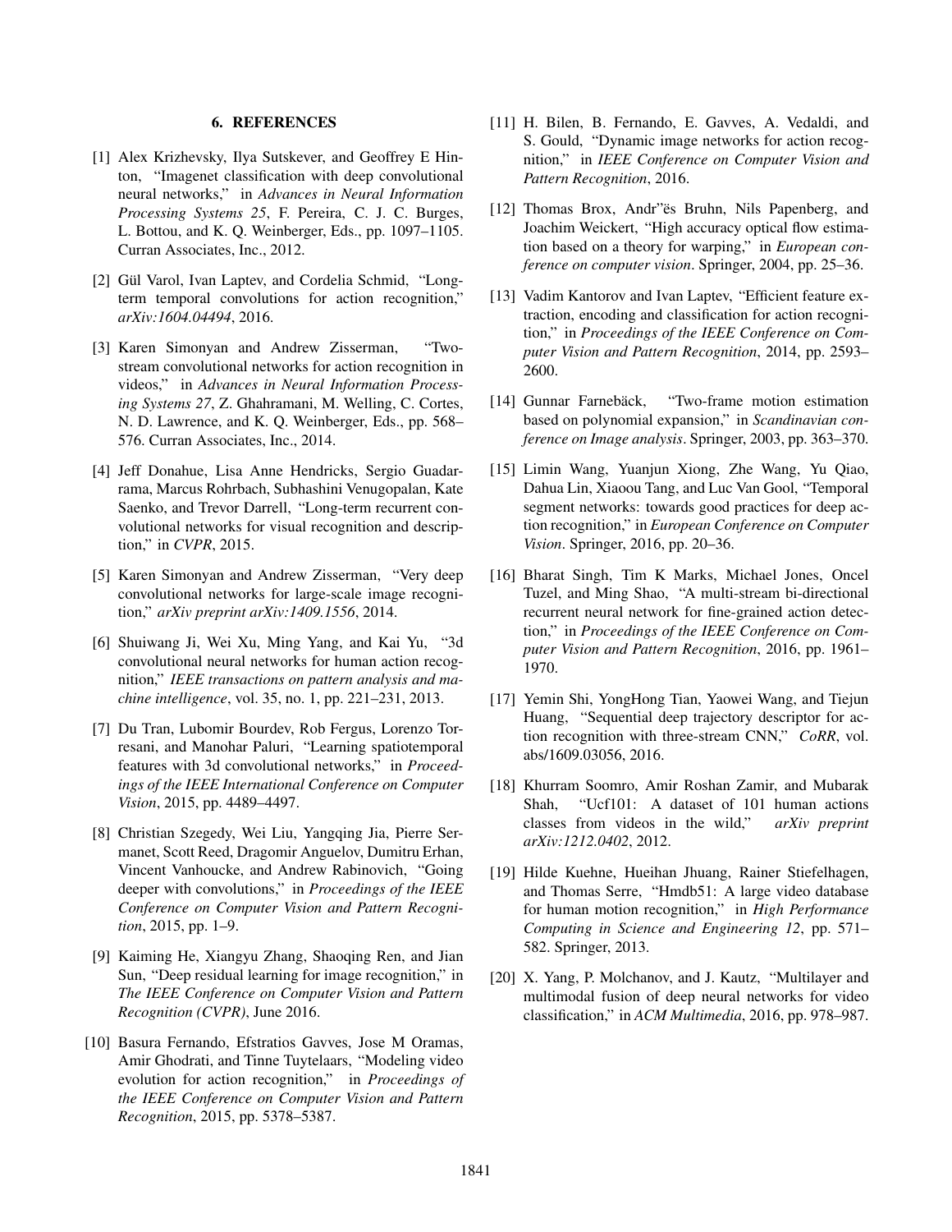## 6. REFERENCES

[1] Alex Krizhevsky, Ilya Sutskever, and Geoffrey E Hinton, "Imagenet classification with deep convolutional neural networks," in *Advances in Neural Information Processing Systems 25*, F. Pereira, C. J. C. Burges, L. Bottou, and K. Q. Weinberger, Eds., pp. 1097–1105. Curran Associates, Inc., 2012.

[2] Gül Varol, Ivan Laptev, and Cordelia Schmid, "Long-term temporal convolutions for action recognition," *arXiv:1604.04494*, 2016.

[3] Karen Simonyan and Andrew Zisserman, "Two-stream convolutional networks for action recognition in videos," in *Advances in Neural Information Processing Systems 27*, Z. Ghahramani, M. Welling, C. Cortes, N. D. Lawrence, and K. Q. Weinberger, Eds., pp. 568–576. Curran Associates, Inc., 2014.

[4] Jeff Donahue, Lisa Anne Hendricks, Sergio Guadarrama, Marcus Rohrbach, Subhashini Venugopalan, Kate Saenko, and Trevor Darrell, "Long-term recurrent convolutional networks for visual recognition and description," in *CVPR*, 2015.

[5] Karen Simonyan and Andrew Zisserman, "Very deep convolutional networks for large-scale image recognition," *arXiv preprint arXiv:1409.1556*, 2014.

[6] Shuiwang Ji, Wei Xu, Ming Yang, and Kai Yu, "3d convolutional neural networks for human action recognition," *IEEE transactions on pattern analysis and machine intelligence*, vol. 35, no. 1, pp. 221–231, 2013.

[7] Du Tran, Lubomir Bourdev, Rob Fergus, Lorenzo Torresani, and Manohar Paluri, "Learning spatiotemporal features with 3d convolutional networks," in *Proceedings of the IEEE International Conference on Computer Vision*, 2015, pp. 4489–4497.

[8] Christian Szegedy, Wei Liu, Yangqing Jia, Pierre Sermanet, Scott Reed, Dragomir Anguelov, Dumitru Erhan, Vincent Vanhoucke, and Andrew Rabinovich, "Going deeper with convolutions," in *Proceedings of the IEEE Conference on Computer Vision and Pattern Recognition*, 2015, pp. 1–9.

[9] Kaiming He, Xiangyu Zhang, Shaoqing Ren, and Jian Sun, "Deep residual learning for image recognition," in *The IEEE Conference on Computer Vision and Pattern Recognition (CVPR)*, June 2016.

[10] Basura Fernando, Efstratios Gavves, Jose M Oramas, Amir Ghodrati, and Tinne Tuytelaars, "Modeling video evolution for action recognition," in *Proceedings of the IEEE Conference on Computer Vision and Pattern Recognition*, 2015, pp. 5378–5387.

[11] H. Bilen, B. Fernando, E. Gavves, A. Vedaldi, and S. Gould, "Dynamic image networks for action recognition," in *IEEE Conference on Computer Vision and Pattern Recognition*, 2016.

[12] Thomas Brox, Andr"ës Bruhn, Nils Papenberg, and Joachim Weickert, "High accuracy optical flow estimation based on a theory for warping," in *European conference on computer vision*. Springer, 2004, pp. 25–36.

[13] Vadim Kantorov and Ivan Laptev, "Efficient feature extraction, encoding and classification for action recognition," in *Proceedings of the IEEE Conference on Computer Vision and Pattern Recognition*, 2014, pp. 2593–2600.

[14] Gunnar Farnebäck, "Two-frame motion estimation based on polynomial expansion," in *Scandinavian conference on Image analysis*. Springer, 2003, pp. 363–370.

[15] Limin Wang, Yuanjun Xiong, Zhe Wang, Yu Qiao, Dahua Lin, Xiaoou Tang, and Luc Van Gool, "Temporal segment networks: towards good practices for deep action recognition," in *European Conference on Computer Vision*. Springer, 2016, pp. 20–36.

[16] Bharat Singh, Tim K Marks, Michael Jones, Oncel Tuzel, and Ming Shao, "A multi-stream bi-directional recurrent neural network for fine-grained action detection," in *Proceedings of the IEEE Conference on Computer Vision and Pattern Recognition*, 2016, pp. 1961–1970.

[17] Yemin Shi, YongHong Tian, Yaowei Wang, and Tiejun Huang, "Sequential deep trajectory descriptor for action recognition with three-stream CNN," *CoRR*, vol. abs/1609.03056, 2016.

[18] Khurram Soomro, Amir Roshan Zamir, and Mubarak Shah, "Ucf101: A dataset of 101 human actions classes from videos in the wild," *arXiv preprint arXiv:1212.0402*, 2012.

[19] Hilde Kuehne, Hueihan Jhuang, Rainer Stiefelhagen, and Thomas Serre, "Hmdb51: A large video database for human motion recognition," in *High Performance Computing in Science and Engineering 12*, pp. 571–582. Springer, 2013.

[20] X. Yang, P. Molchanov, and J. Kautz, "Multilayer and multimodal fusion of deep neural networks for video classification," in *ACM Multimedia*, 2016, pp. 978–987.